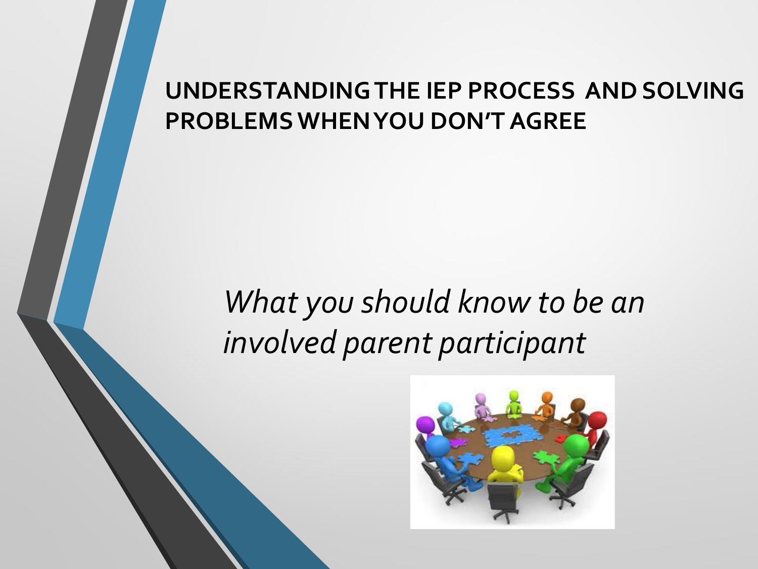# UNDERSTANDING THE IEP PROCESS AND SOLVING PROBLEMS WHEN YOU DON'T AGREE

*What you should know to be an involved parent participant*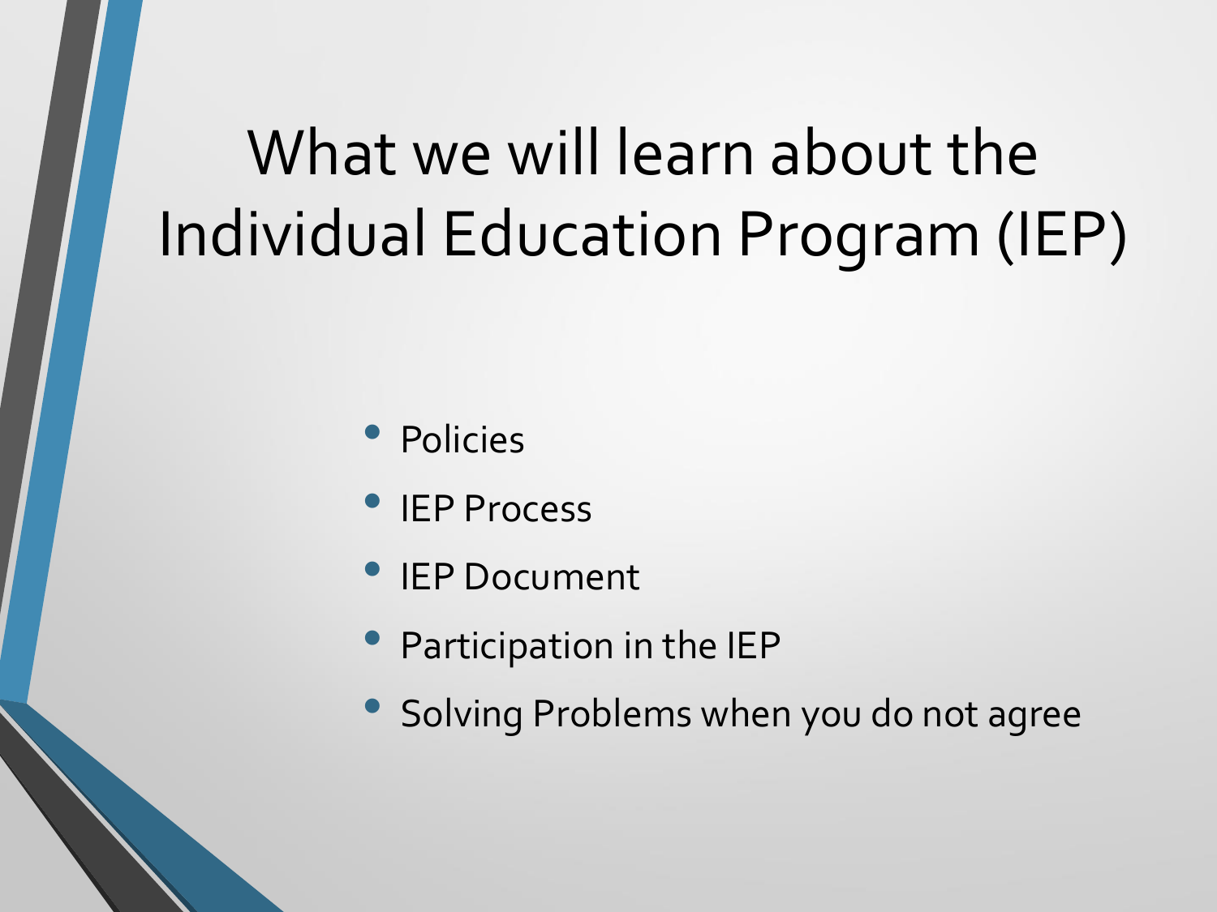# What we will learn about the Individual Education Program (IEP)

- Policies
- IEP Process
- IEP Document
- Participation in the IEP
- Solving Problems when you do not agree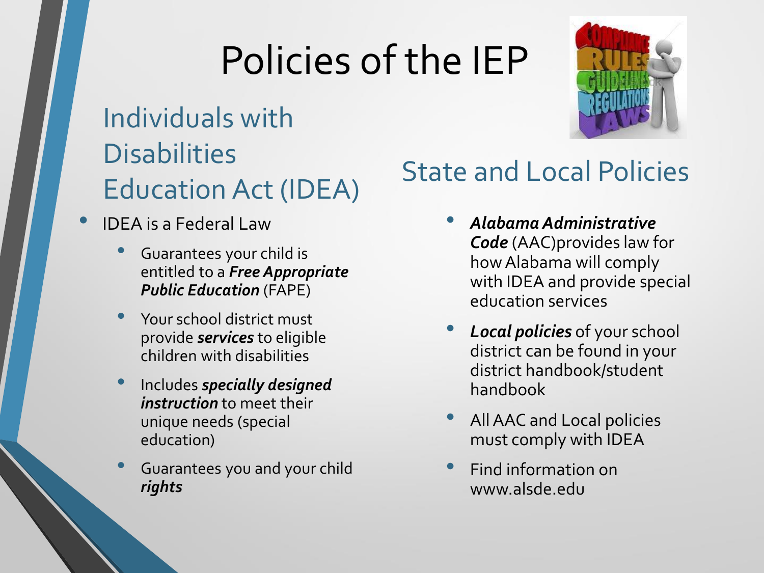# Policies of the IEP

## Individuals with Disabilities Education Act (IDEA)

- IDEA is a Federal Law
  - Guarantees your child is entitled to a ***Free Appropriate Public Education*** (FAPE)
  - Your school district must provide ***services*** to eligible children with disabilities
  - Includes ***specially designed instruction*** to meet their unique needs (special education)
  - Guarantees you and your child ***rights***

## State and Local Policies

- ***Alabama Administrative Code*** (AAC)provides law for how Alabama will comply with IDEA and provide special education services
- ***Local policies*** of your school district can be found in your district handbook/student handbook
- All AAC and Local policies must comply with IDEA
- Find information on www.alsde.edu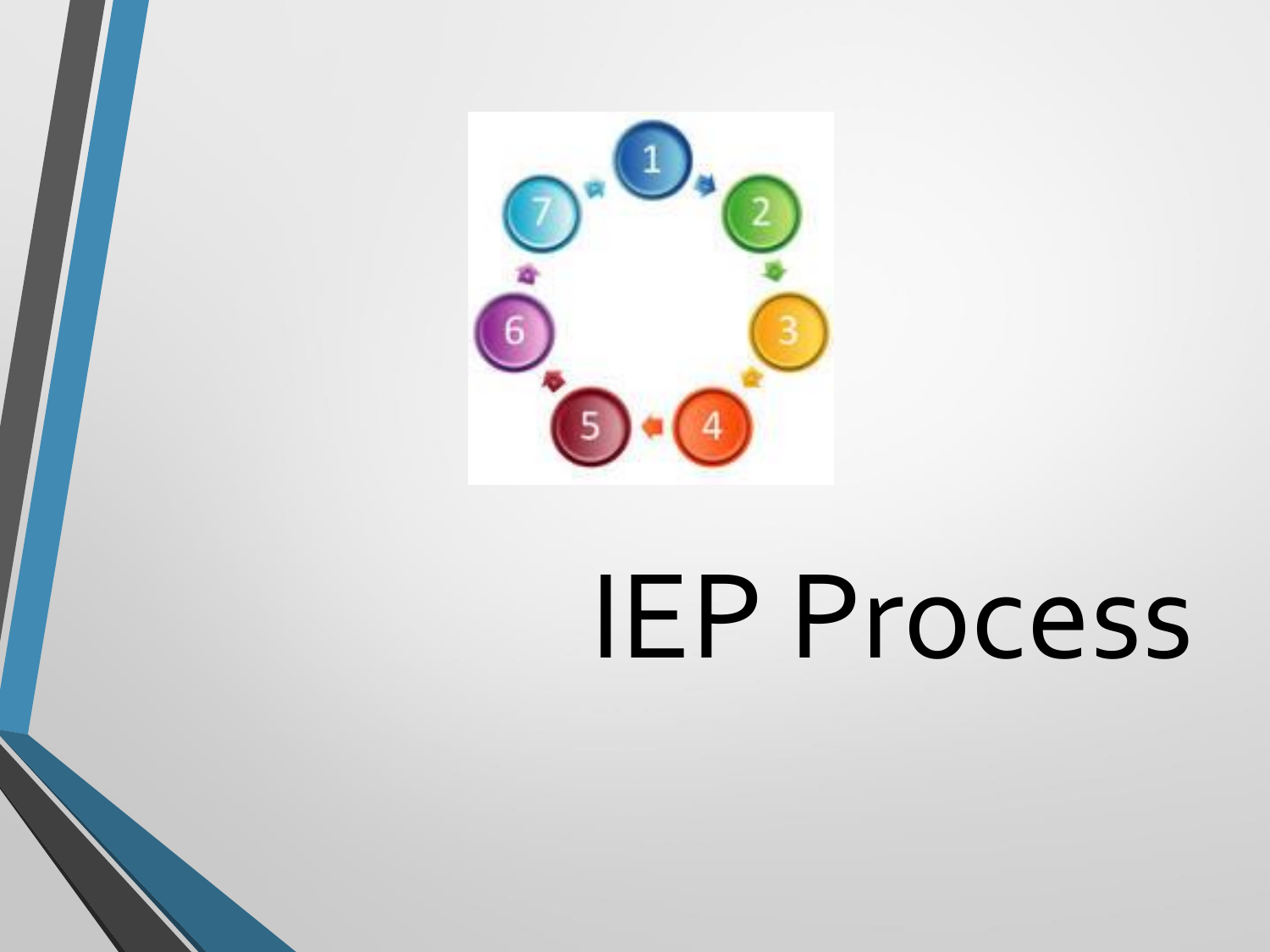# IEP Process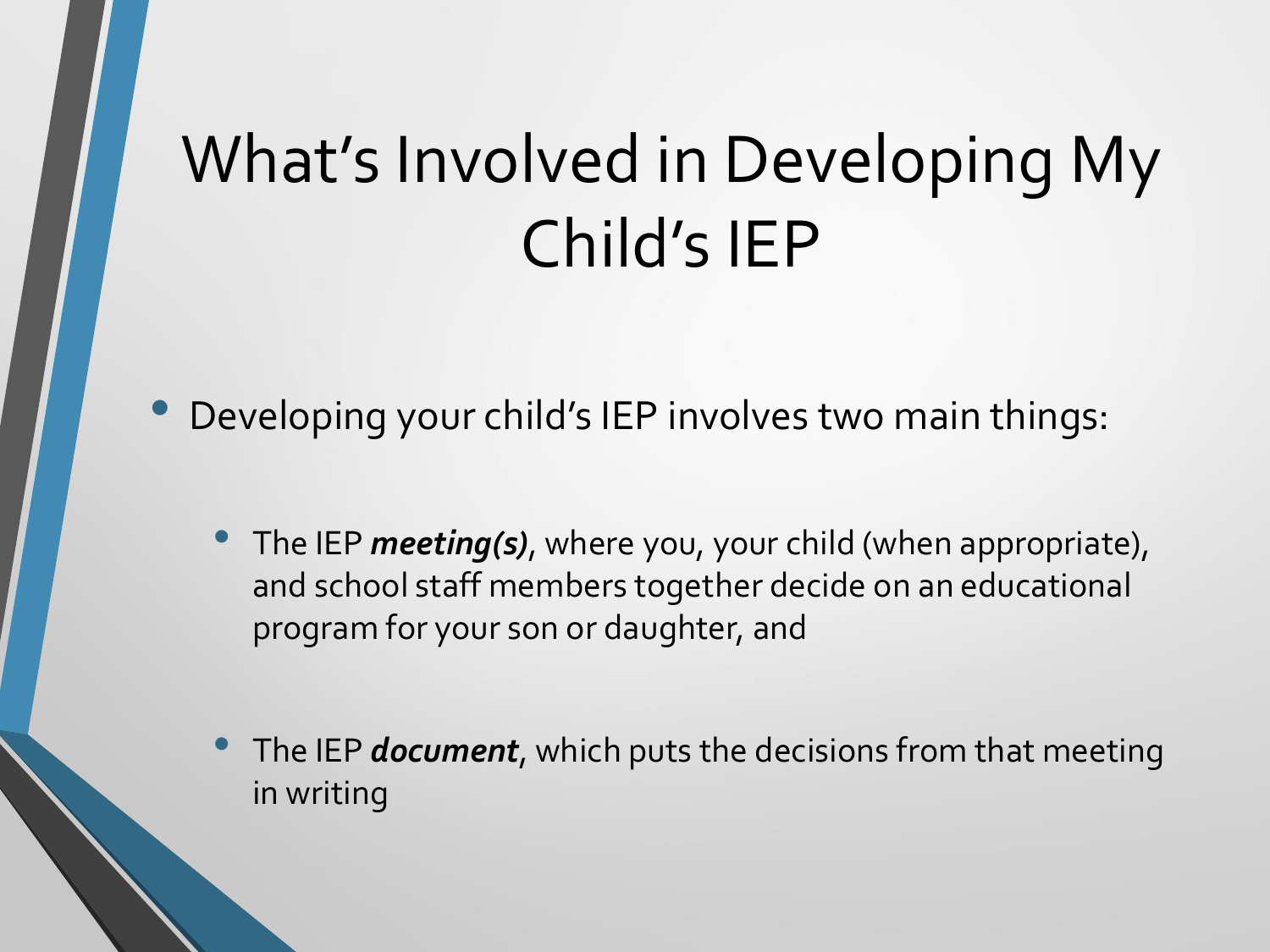# What's Involved in Developing My Child's IEP

- Developing your child's IEP involves two main things:
  - The IEP ***meeting(s)***, where you, your child (when appropriate), and school staff members together decide on an educational program for your son or daughter, and
  - The IEP ***document***, which puts the decisions from that meeting in writing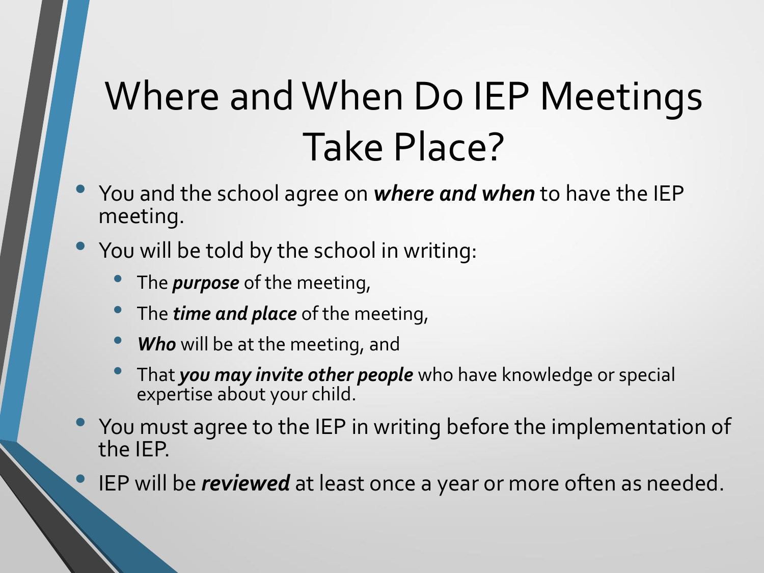# Where and When Do IEP Meetings Take Place?

- You and the school agree on ***where and when*** to have the IEP meeting.
- You will be told by the school in writing:
  - The ***purpose*** of the meeting,
  - The ***time and place*** of the meeting,
  - ***Who*** will be at the meeting, and
  - That ***you may invite other people*** who have knowledge or special expertise about your child.
- You must agree to the IEP in writing before the implementation of the IEP.
- IEP will be ***reviewed*** at least once a year or more often as needed.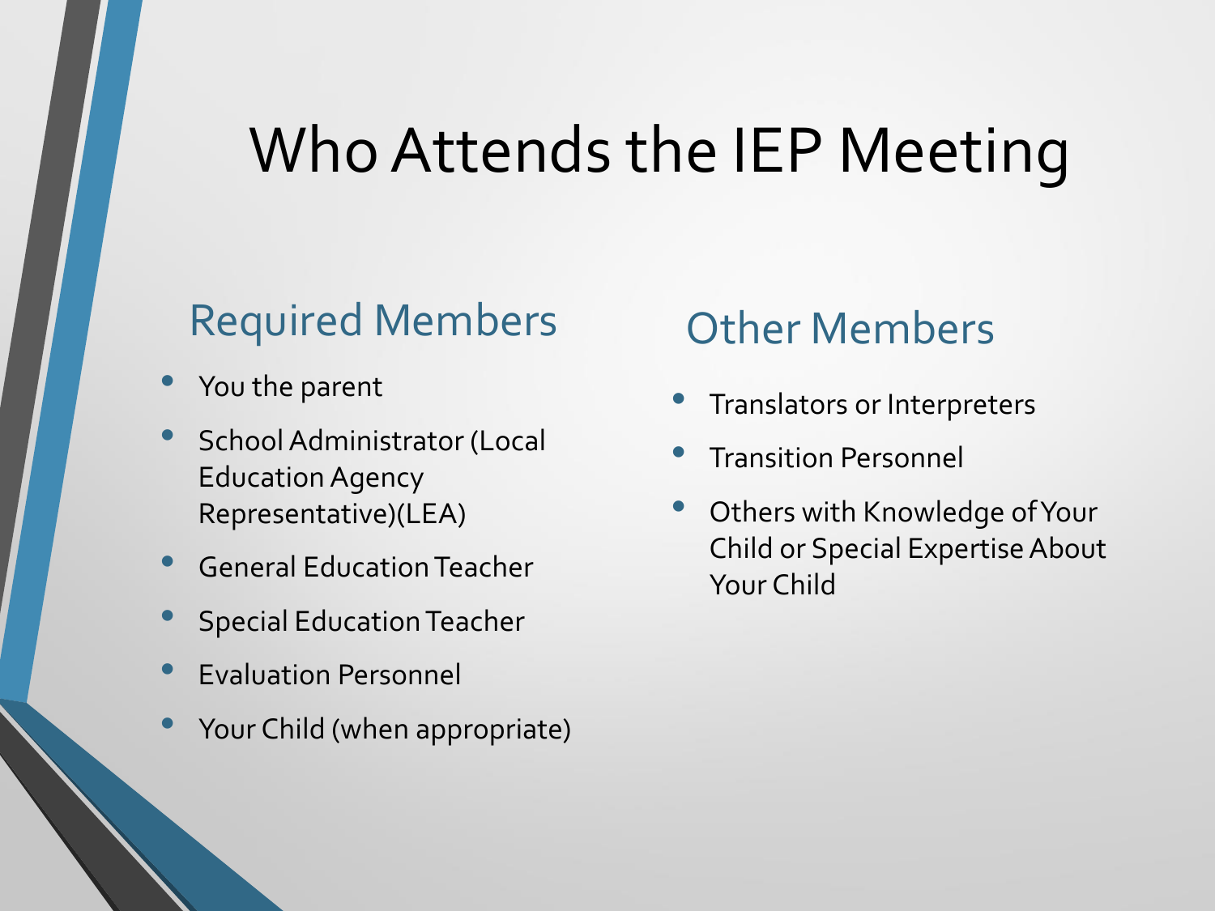# Who Attends the IEP Meeting

## Required Members

- You the parent
- School Administrator (Local Education Agency Representative)(LEA)
- General Education Teacher
- Special Education Teacher
- Evaluation Personnel
- Your Child (when appropriate)

## Other Members

- Translators or Interpreters
- Transition Personnel
- Others with Knowledge of Your Child or Special Expertise About Your Child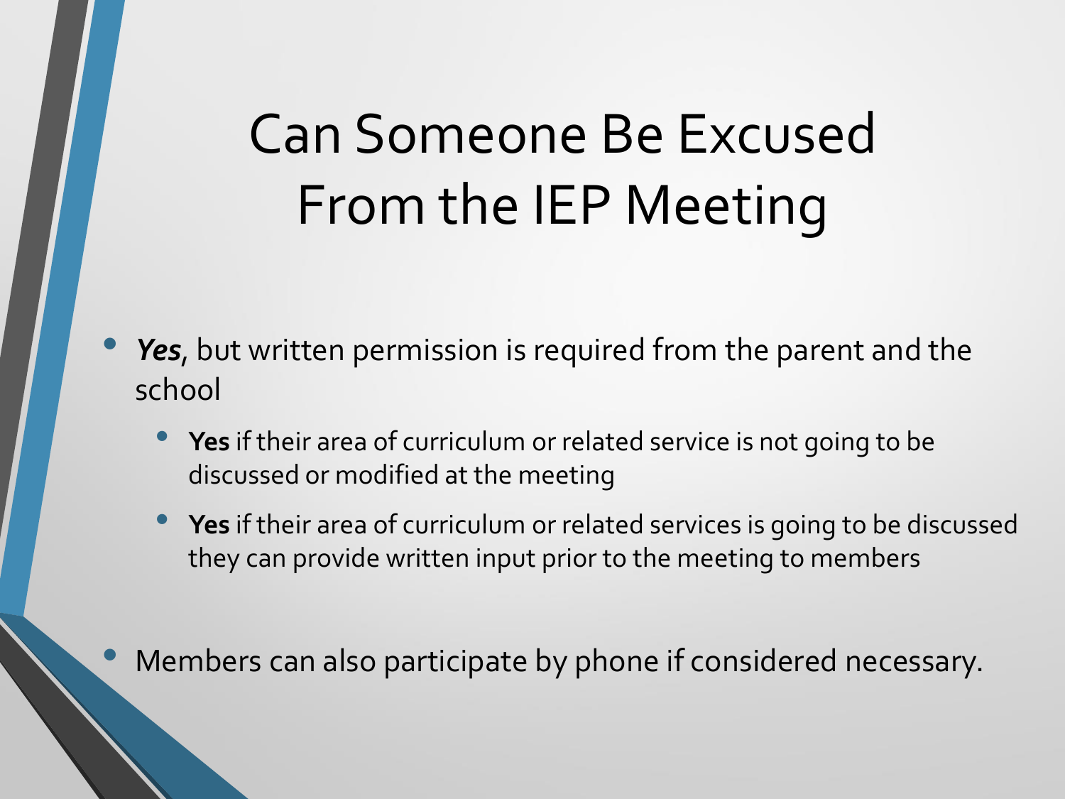# Can Someone Be Excused From the IEP Meeting

- ***Yes***, but written permission is required from the parent and the school
  - **Yes** if their area of curriculum or related service is not going to be discussed or modified at the meeting
  - **Yes** if their area of curriculum or related services is going to be discussed they can provide written input prior to the meeting to members
- Members can also participate by phone if considered necessary.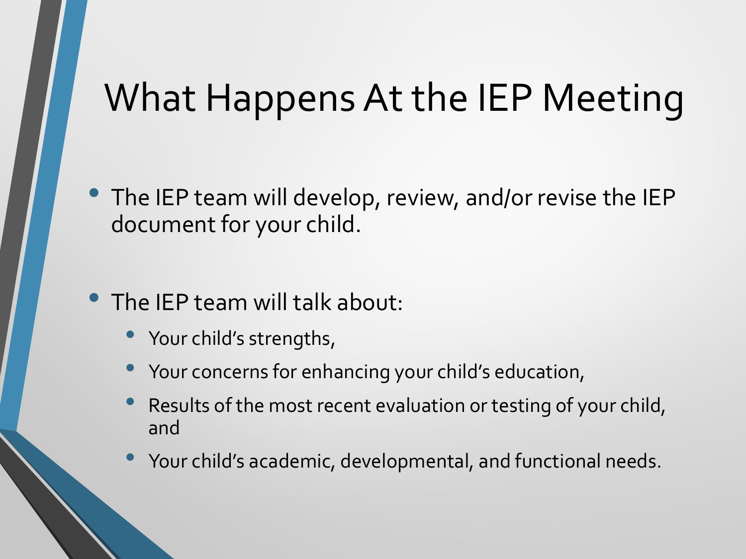# What Happens At the IEP Meeting

- The IEP team will develop, review, and/or revise the IEP document for your child.

- The IEP team will talk about:
  - Your child's strengths,
  - Your concerns for enhancing your child's education,
  - Results of the most recent evaluation or testing of your child, and
  - Your child's academic, developmental, and functional needs.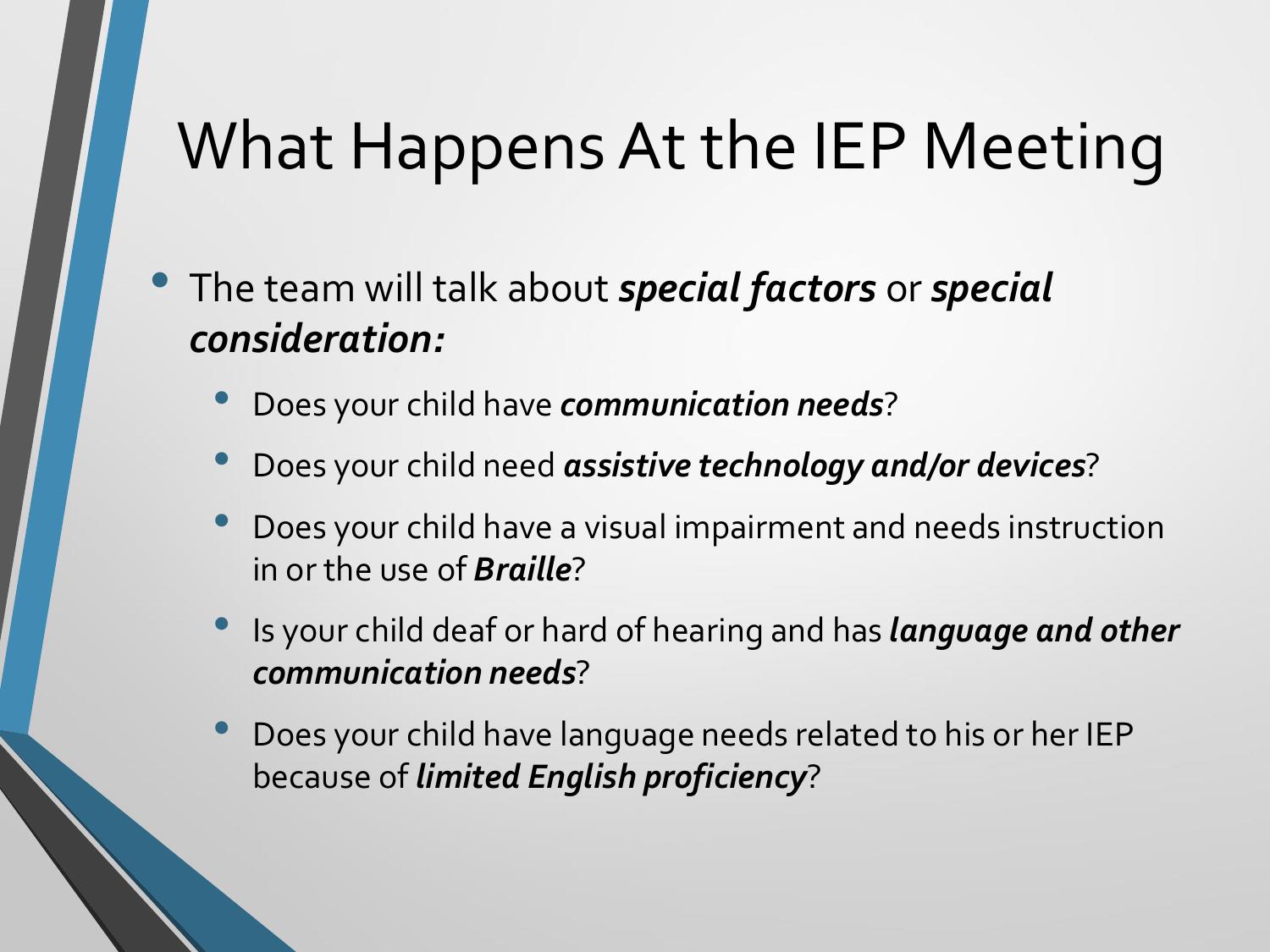# What Happens At the IEP Meeting

- The team will talk about ***special factors*** or ***special consideration:***
  - Does your child have ***communication needs***?
  - Does your child need ***assistive technology and/or devices***?
  - Does your child have a visual impairment and needs instruction in or the use of ***Braille***?
  - Is your child deaf or hard of hearing and has ***language and other communication needs***?
  - Does your child have language needs related to his or her IEP because of ***limited English proficiency***?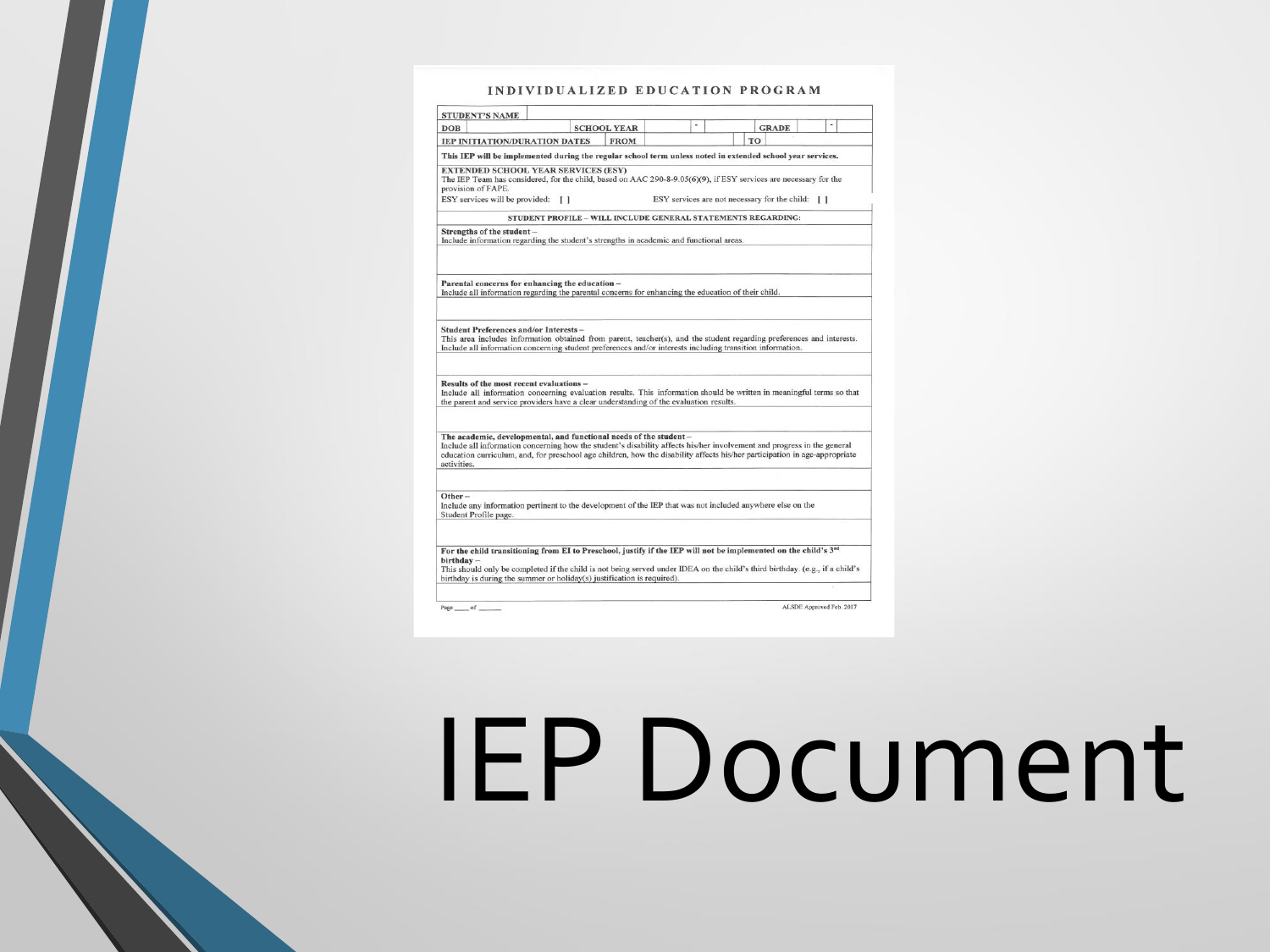# INDIVIDUALIZED EDUCATION PROGRAM

| STUDENT'S NAME | | | | | |
|---|---|---|---|---|---|
| DOB | | SCHOOL YEAR | - | GRADE | - |
| IEP INITIATION/DURATION DATES | FROM | | TO | | |

**This IEP will be implemented during the regular school term unless noted in extended school year services.**

**EXTENDED SCHOOL YEAR SERVICES (ESY)**
The IEP Team has considered, for the child, based on AAC 290-8-9.05(6)(9), if ESY services are necessary for the provision of FAPE.
ESY services will be provided: [ ]     ESY services are not necessary for the child: [ ]

**STUDENT PROFILE – WILL INCLUDE GENERAL STATEMENTS REGARDING:**

**Strengths of the student** –
Include information regarding the student's strengths in academic and functional areas.

**Parental concerns for enhancing the education** –
Include all information regarding the parental concerns for enhancing the education of their child.

**Student Preferences and/or Interests** –
This area includes information obtained from parent, teacher(s), and the student regarding preferences and interests. Include all information concerning student preferences and/or interests including transition information.

**Results of the most recent evaluations** –
Include all information concerning evaluation results. This information should be written in meaningful terms so that the parent and service providers have a clear understanding of the evaluation results.

**The academic, developmental, and functional needs of the student** –
Include all information concerning how the student's disability affects his/her involvement and progress in the general education curriculum, and, for preschool age children, how the disability affects his/her participation in age-appropriate activities.

**Other** –
Include any information pertinent to the development of the IEP that was not included anywhere else on the Student Profile page.

**For the child transitioning from EI to Preschool, justify if the IEP will not be implemented on the child's 3rd birthday** –
This should only be completed if the child is not being served under IDEA on the child's third birthday. (e.g., if a child's birthday is during the summer or holiday(s) justification is required).

Page ____ of ______     ALSDE Approved Feb. 2017

# IEP Document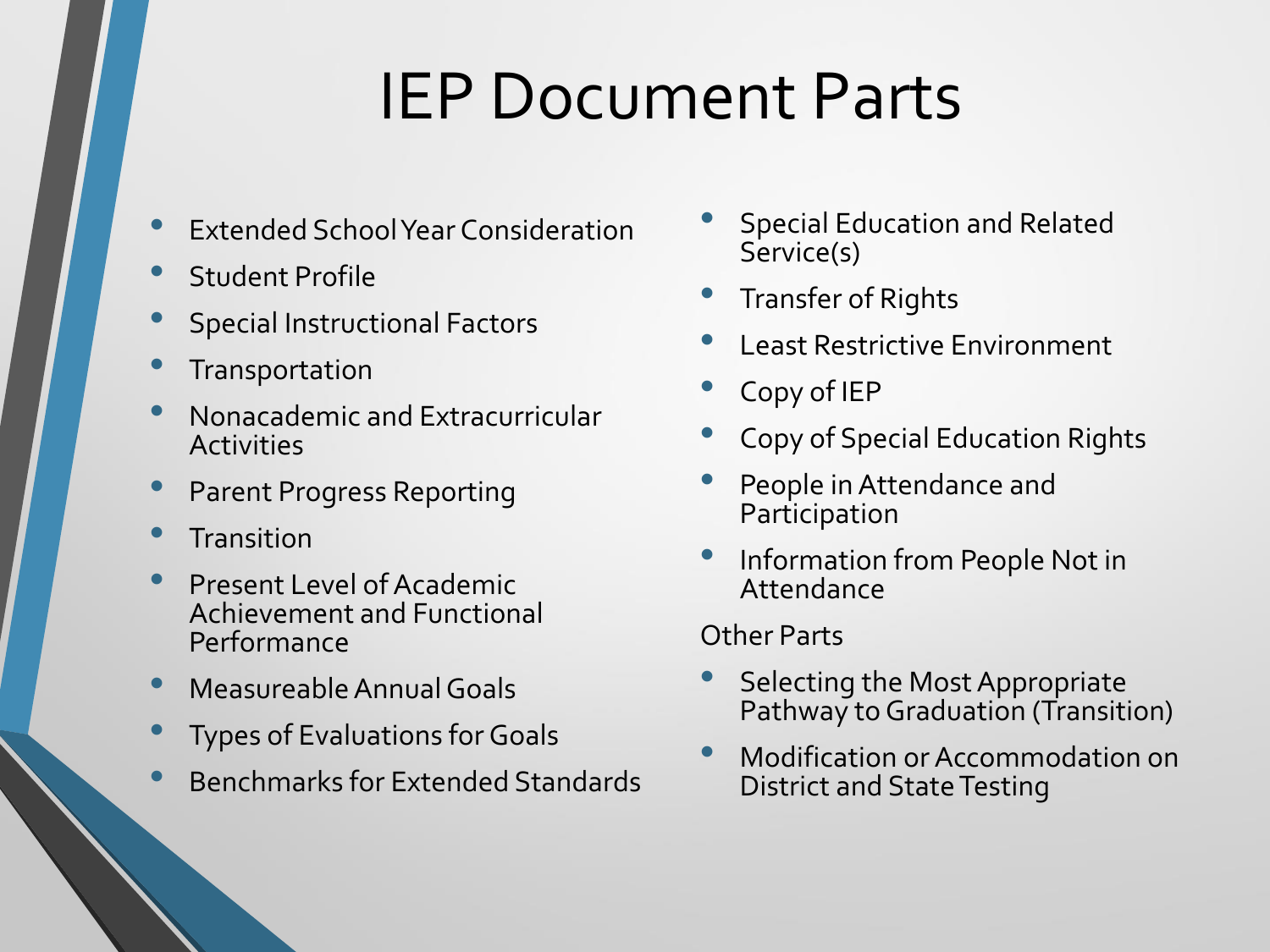# IEP Document Parts

- Extended School Year Consideration
- Student Profile
- Special Instructional Factors
- Transportation
- Nonacademic and Extracurricular Activities
- Parent Progress Reporting
- Transition
- Present Level of Academic Achievement and Functional Performance
- Measureable Annual Goals
- Types of Evaluations for Goals
- Benchmarks for Extended Standards
- Special Education and Related Service(s)
- Transfer of Rights
- Least Restrictive Environment
- Copy of IEP
- Copy of Special Education Rights
- People in Attendance and Participation
- Information from People Not in Attendance

Other Parts

- Selecting the Most Appropriate Pathway to Graduation (Transition)
- Modification or Accommodation on District and State Testing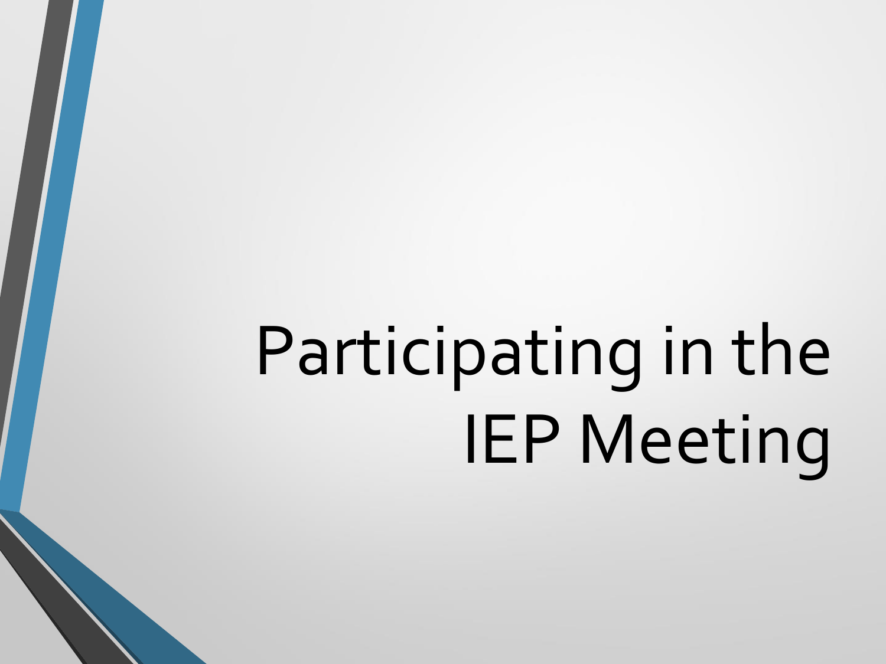# Participating in the IEP Meeting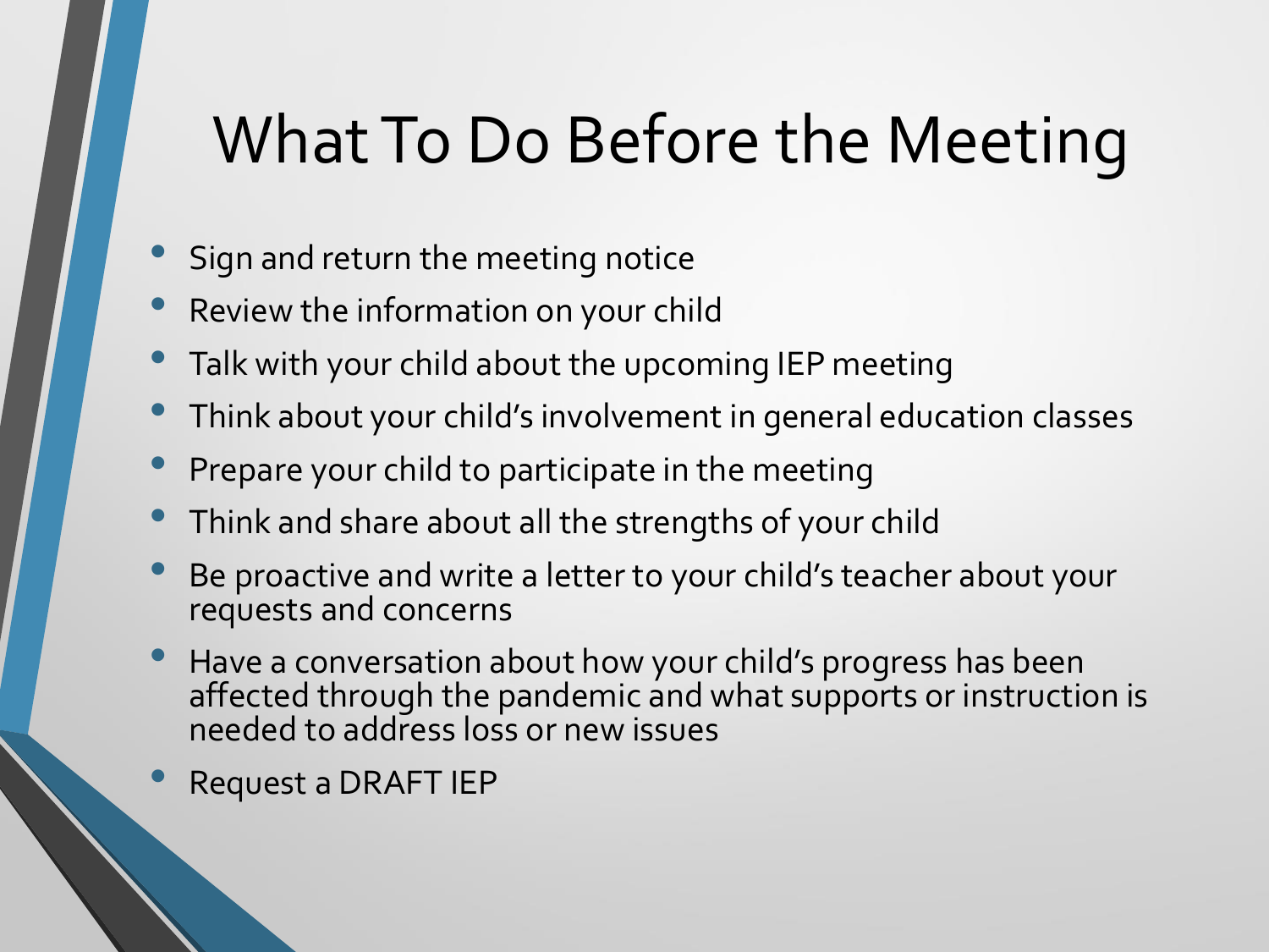# What To Do Before the Meeting

- Sign and return the meeting notice
- Review the information on your child
- Talk with your child about the upcoming IEP meeting
- Think about your child's involvement in general education classes
- Prepare your child to participate in the meeting
- Think and share about all the strengths of your child
- Be proactive and write a letter to your child's teacher about your requests and concerns
- Have a conversation about how your child's progress has been affected through the pandemic and what supports or instruction is needed to address loss or new issues
- Request a DRAFT IEP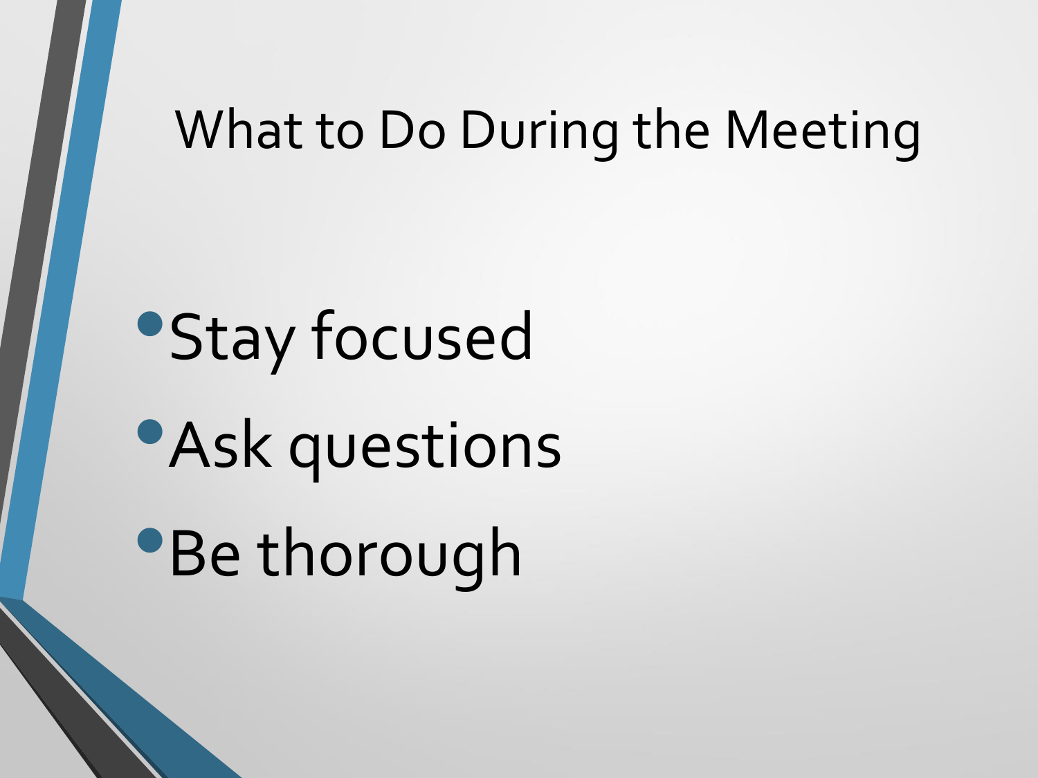# What to Do During the Meeting

- Stay focused
- Ask questions
- Be thorough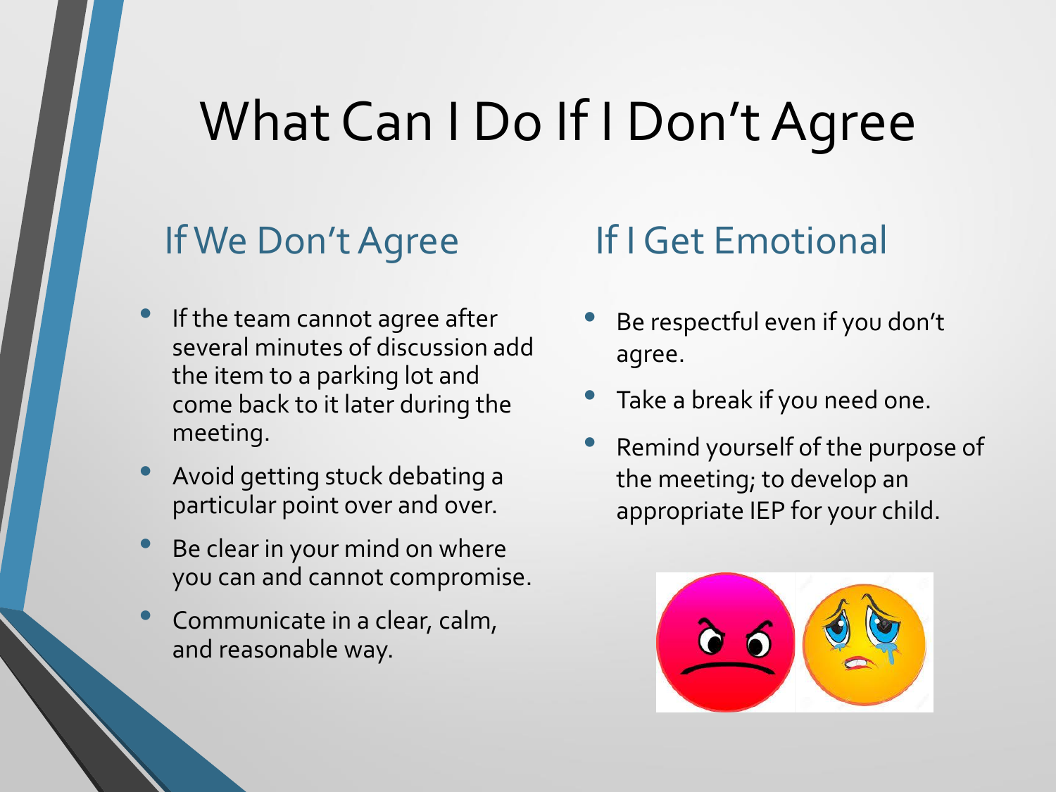# What Can I Do If I Don't Agree

## If We Don't Agree

- If the team cannot agree after several minutes of discussion add the item to a parking lot and come back to it later during the meeting.
- Avoid getting stuck debating a particular point over and over.
- Be clear in your mind on where you can and cannot compromise.
- Communicate in a clear, calm, and reasonable way.

## If I Get Emotional

- Be respectful even if you don't agree.
- Take a break if you need one.
- Remind yourself of the purpose of the meeting; to develop an appropriate IEP for your child.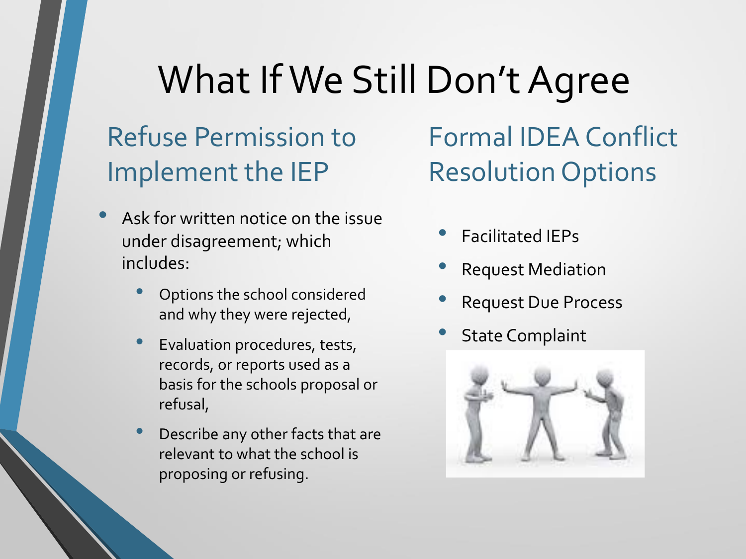# What If We Still Don't Agree

## Refuse Permission to Implement the IEP

- Ask for written notice on the issue under disagreement; which includes:
  - Options the school considered and why they were rejected,
  - Evaluation procedures, tests, records, or reports used as a basis for the schools proposal or refusal,
  - Describe any other facts that are relevant to what the school is proposing or refusing.

## Formal IDEA Conflict Resolution Options

- Facilitated IEPs
- Request Mediation
- Request Due Process
- State Complaint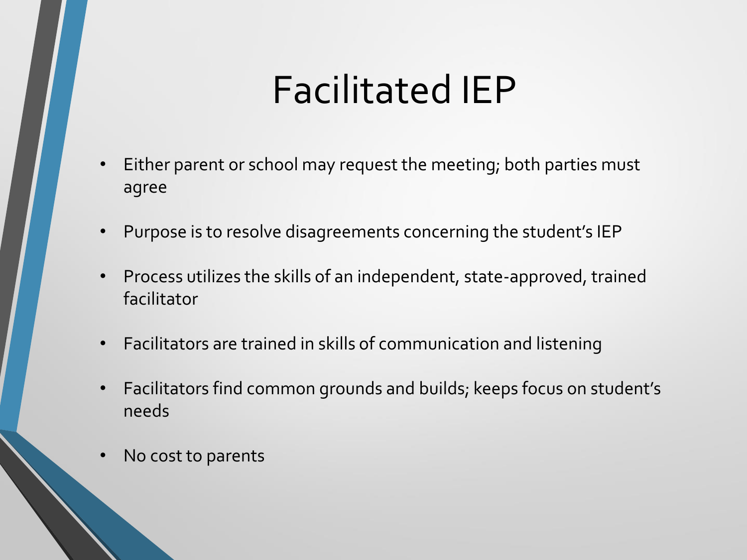# Facilitated IEP

- Either parent or school may request the meeting; both parties must agree
- Purpose is to resolve disagreements concerning the student's IEP
- Process utilizes the skills of an independent, state-approved, trained facilitator
- Facilitators are trained in skills of communication and listening
- Facilitators find common grounds and builds; keeps focus on student's needs
- No cost to parents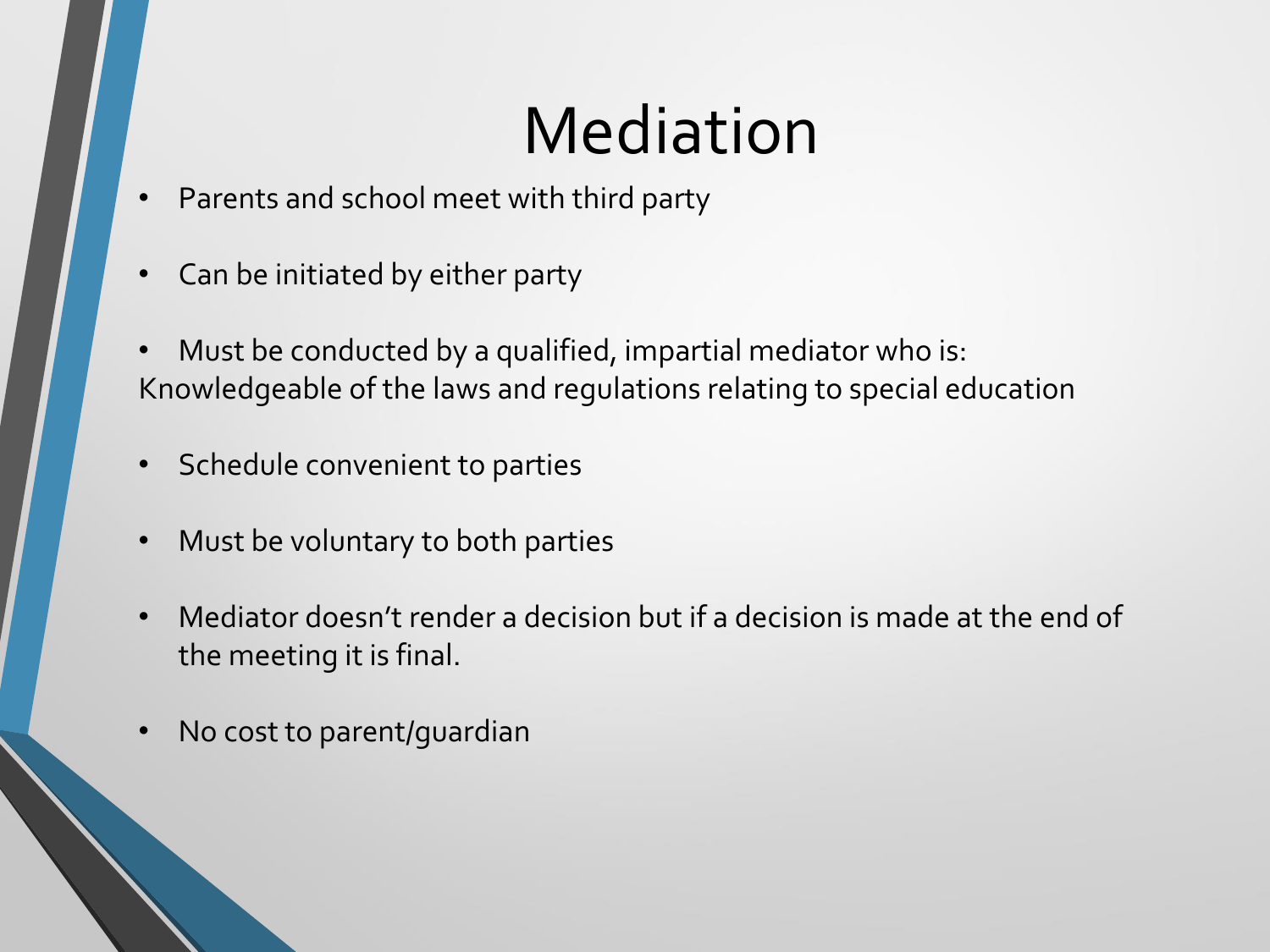# Mediation

- Parents and school meet with third party
- Can be initiated by either party
- Must be conducted by a qualified, impartial mediator who is:

Knowledgeable of the laws and regulations relating to special education

- Schedule convenient to parties
- Must be voluntary to both parties
- Mediator doesn't render a decision but if a decision is made at the end of the meeting it is final.
- No cost to parent/guardian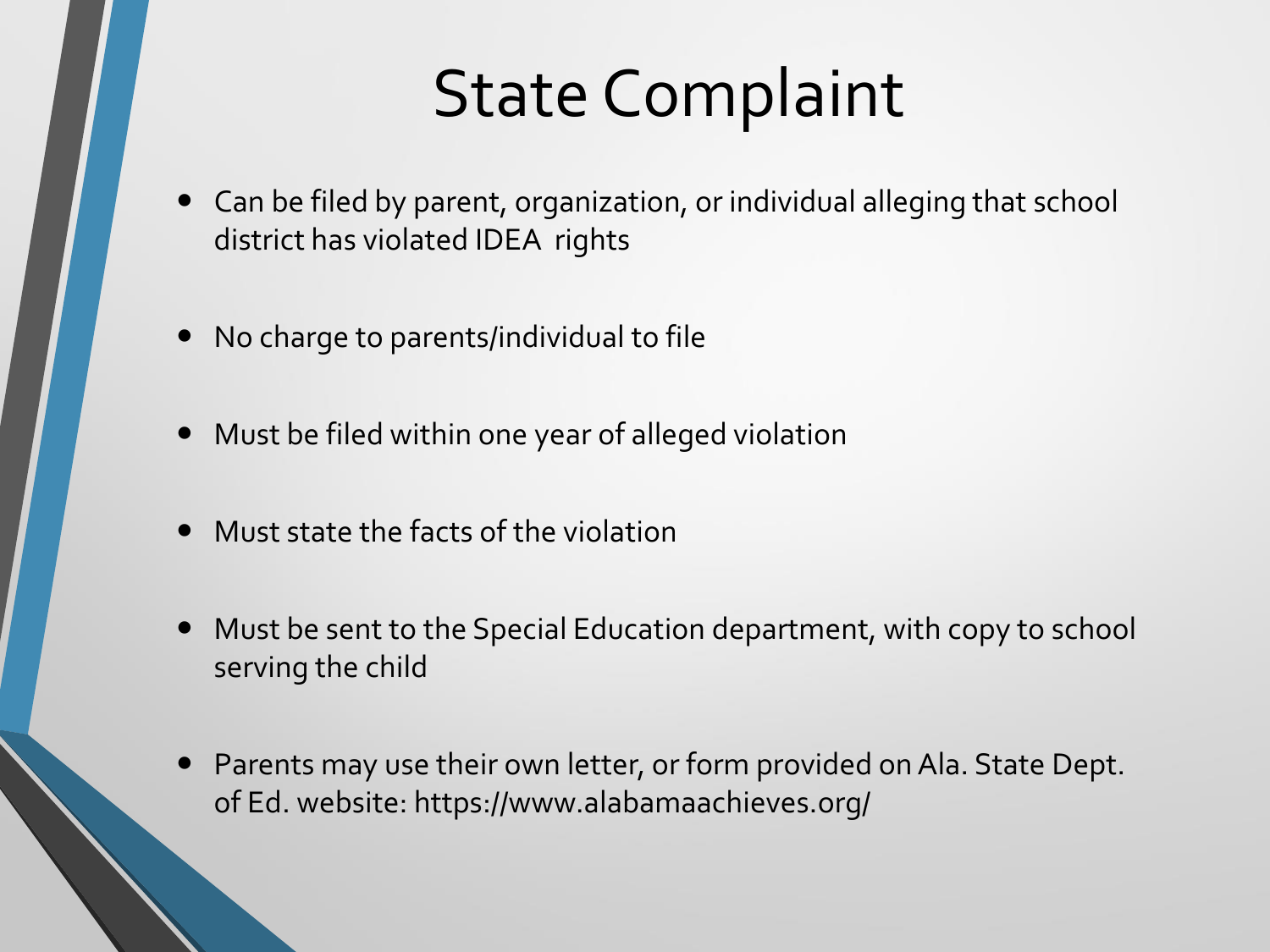# State Complaint

- Can be filed by parent, organization, or individual alleging that school district has violated IDEA rights
- No charge to parents/individual to file
- Must be filed within one year of alleged violation
- Must state the facts of the violation
- Must be sent to the Special Education department, with copy to school serving the child
- Parents may use their own letter, or form provided on Ala. State Dept. of Ed. website: https://www.alabamaachieves.org/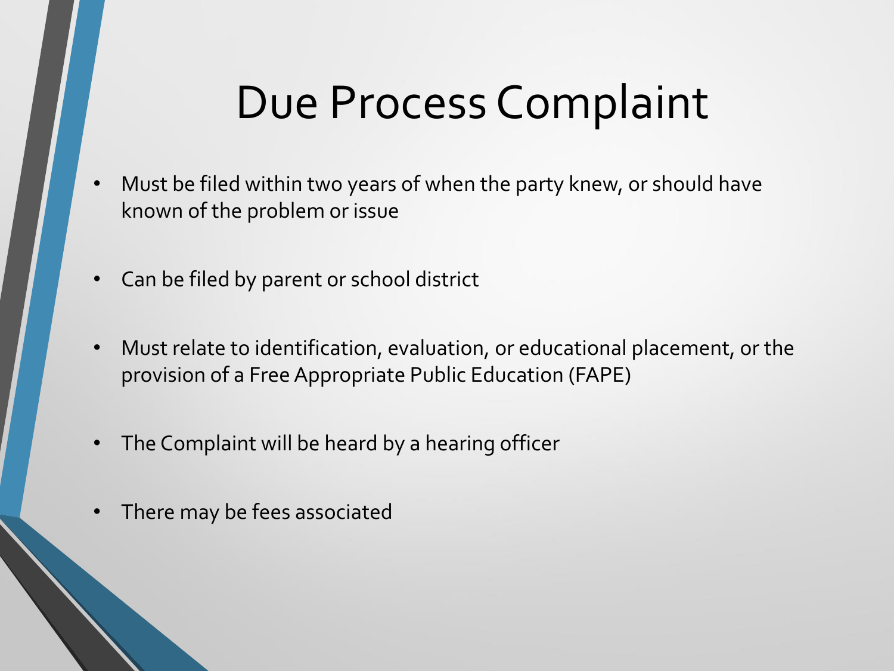# Due Process Complaint

- Must be filed within two years of when the party knew, or should have known of the problem or issue
- Can be filed by parent or school district
- Must relate to identification, evaluation, or educational placement, or the provision of a Free Appropriate Public Education (FAPE)
- The Complaint will be heard by a hearing officer
- There may be fees associated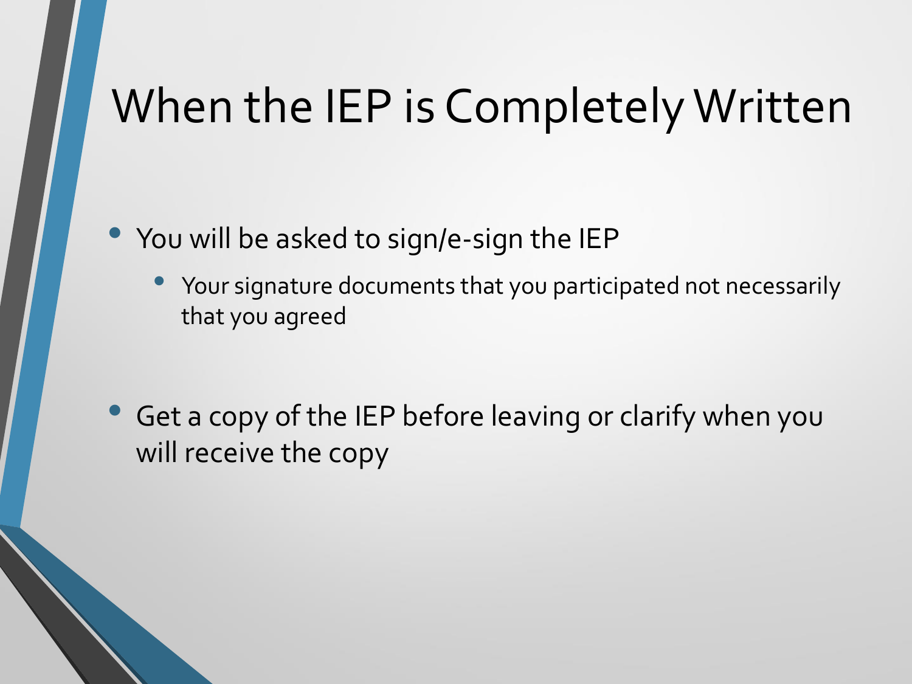# When the IEP is Completely Written

- You will be asked to sign/e-sign the IEP
  - Your signature documents that you participated not necessarily that you agreed
- Get a copy of the IEP before leaving or clarify when you will receive the copy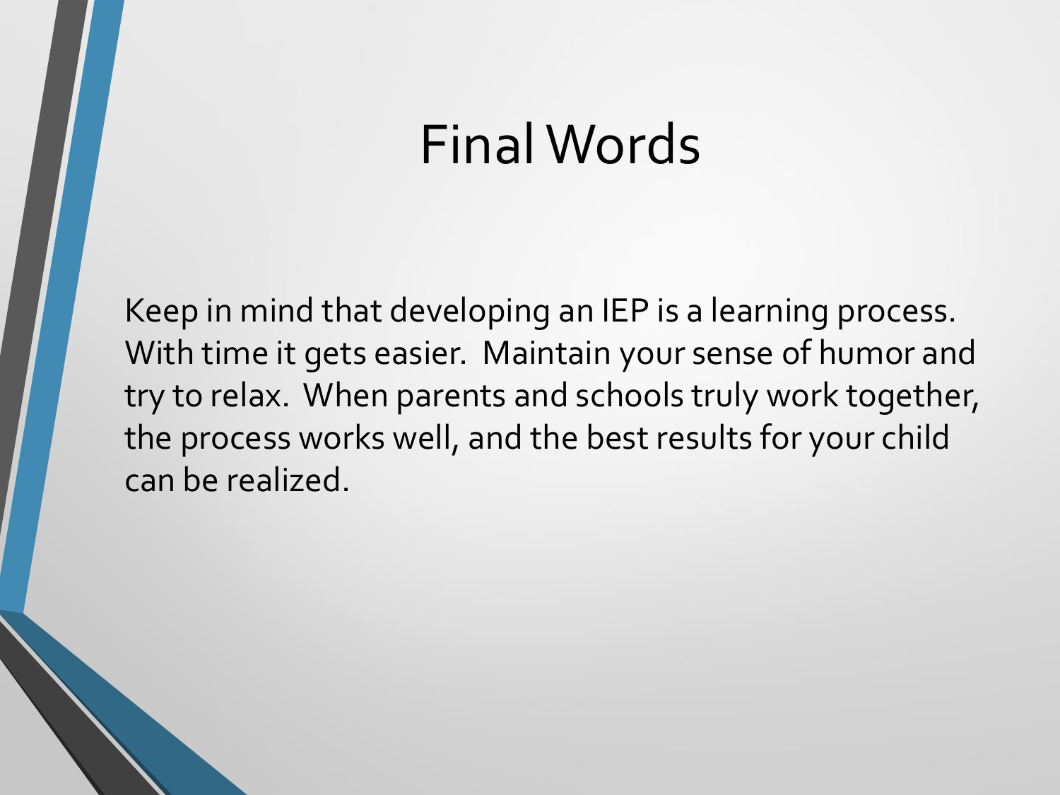# Final Words

Keep in mind that developing an IEP is a learning process. With time it gets easier. Maintain your sense of humor and try to relax. When parents and schools truly work together, the process works well, and the best results for your child can be realized.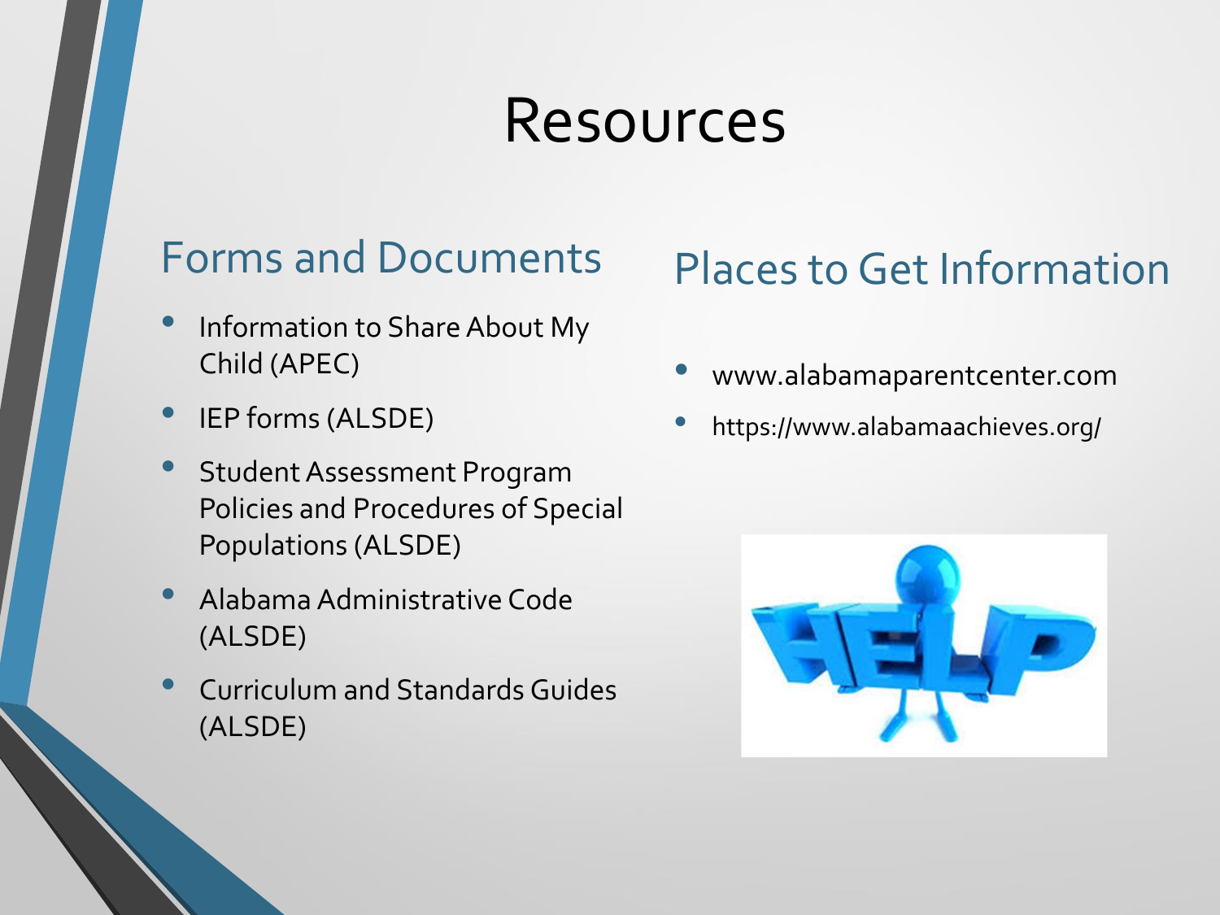# Resources

## Forms and Documents

- Information to Share About My Child (APEC)
- IEP forms (ALSDE)
- Student Assessment Program Policies and Procedures of Special Populations (ALSDE)
- Alabama Administrative Code (ALSDE)
- Curriculum and Standards Guides (ALSDE)

## Places to Get Information

- www.alabamaparentcenter.com
- https://www.alabamaachieves.org/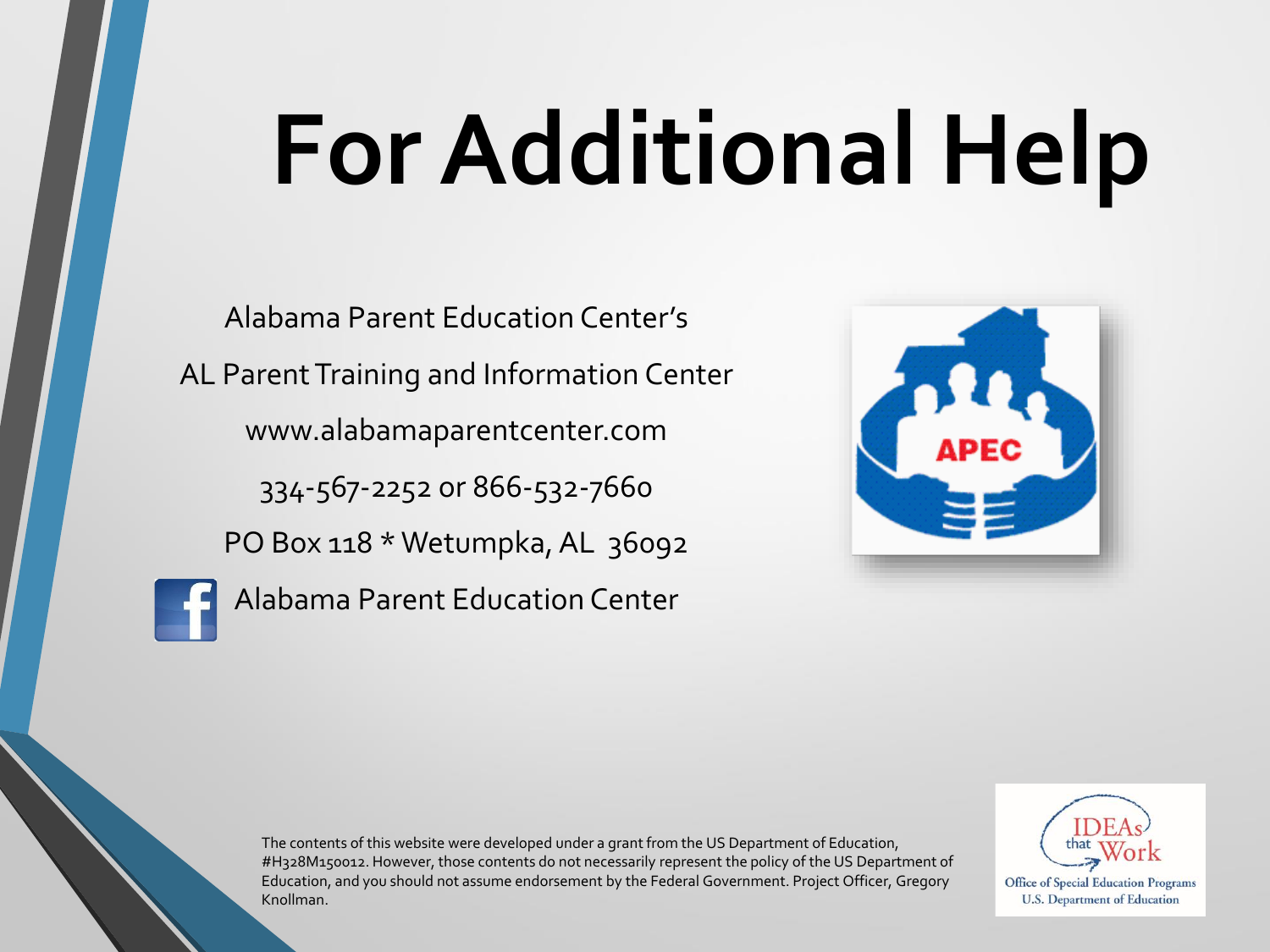# For Additional Help

Alabama Parent Education Center's

AL Parent Training and Information Center

www.alabamaparentcenter.com

334-567-2252 or 866-532-7660

PO Box 118 * Wetumpka, AL 36092

Alabama Parent Education Center

The contents of this website were developed under a grant from the US Department of Education, #H328M150012. However, those contents do not necessarily represent the policy of the US Department of Education, and you should not assume endorsement by the Federal Government. Project Officer, Gregory Knollman.